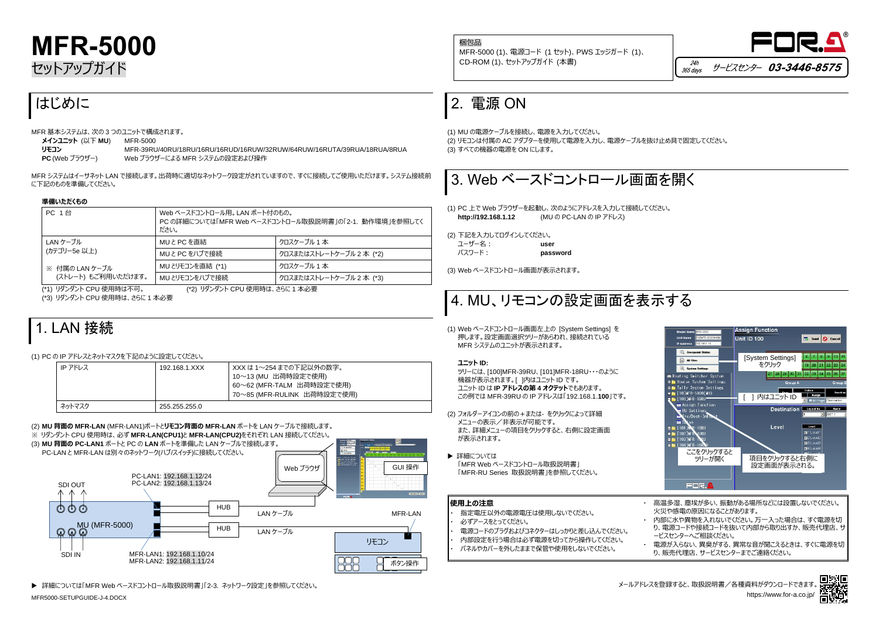# MFR-5000

セットアップガイド

梱包品
MFR-5000 (1)、電源コード (1 セット)、PWS エッジガード (1)、CD-ROM (1)、セットアップガイド (本書)

24h 365 days サービスセンター **03-3446-8575**

## はじめに

MFR 基本システムは、次の 3 つのユニットで構成されます。

| | |
|---|---|
| **メインユニット** (以下 **MU**) | MFR-5000 |
| **リモコン** | MFR-39RU/40RU/18RU/16RU/16RUD/16RUW/32RUW/64RUW/16RUTA/39RUA/18RUA/8RUA |
| **PC** (Web ブラウザー) | Web ブラウザーによる MFR システムの設定および操作 |

MFR システムはイーサネット LAN で接続します。出荷時に適切なネットワーク設定がされていますので、すぐに接続してご使用いただけます。システム接続前に下記のものを準備してください。

**準備いただくもの**

| | | |
|---|---|---|
| PC 1 台 | Web ベースドコントロール用。LAN ポート付のもの。PC の詳細については「MFR Web ベースドコントロール取扱説明書」の「2-1. 動作環境」を参照してください。 | |
| LAN ケーブル (カテゴリー5e 以上) | MU と PC を直結 | クロスケーブル 1 本 |
| | MU と PC をハブで接続 | クロスまたはストレートケーブル 2 本 (*2) |
| ※ 付属の LAN ケーブル (ストレート) もご利用いただけます。 | MU とリモコンを直結 (*1) | クロスケーブル 1 本 |
| | MU とリモコンをハブで接続 | クロスまたはストレートケーブル 2 本 (*3) |

(*1) リダンダント CPU 使用時は不可。 (*2) リダンダント CPU 使用時は、さらに 1 本必要
(*3) リダンダント CPU 使用時は、さらに 1 本必要

## 1. LAN 接続

(1) PC の IP アドレスとネットマスクを下記のように設定してください。

| | | |
|---|---|---|
| IP アドレス | 192.168.1.XXX | XXX は 1～254 までの下記以外の数字。<br>10～13 (MU 出荷時設定で使用)<br>60～62 (MFR-TALM 出荷時設定で使用)<br>70～85 (MFR-RULINK 出荷時設定で使用) |
| ネットマスク | 255.255.255.0 | |

(2) **MU 背面の MFR-LAN** (MFR-LAN1)ポートと**リモコン背面の MFR-LAN** ポートを LAN ケーブルで接続します。
※ リダンダント CPU 使用時は、必ず **MFR-LAN(CPU1)**と **MFR-LAN(CPU2)**をそれぞれ LAN 接続してください。
(3) **MU 背面の PC-LAN1** ポートと PC の **LAN** ポートを準備した LAN ケーブルで接続します。
PC-LAN と MFR-LAN は別々のネットワーク(ハブ/スイッチ)に接続してください。

PC-LAN1: 192.168.1.12/24
PC-LAN2: 192.168.1.13/24
SDI OUT
MU (MFR-5000)
SDI IN
MFR-LAN1: 192.168.1.10/24
MFR-LAN2: 192.168.1.11/24
HUB
HUB
LAN ケーブル
LAN ケーブル
Web ブラウザ
GUI 操作
MFR-LAN
リモコン
ボタン操作

▶ 詳細については「MFR Web ベースドコントロール取扱説明書」「2-3. ネットワーク設定」を参照してください。

## 2. 電源 ON

(1) MU の電源ケーブルを接続し、電源を入力してください。
(2) リモコンは付属の AC アダプターを使用して電源を入力し、電源ケーブルを抜け止め具で固定してください。
(3) すべての機器の電源を ON にします。

## 3. Web ベースドコントロール画面を開く

(1) PC 上で Web ブラウザーを起動し、次のようにアドレスを入力して接続してください。
**http://192.168.1.12** (MU の PC-LAN の IP アドレス)

(2) 下記を入力してログインしてください。
ユーザー名： **user**
パスワード： **password**

(3) Web ベースドコントロール画面が表示されます。

## 4. MU、リモコンの設定画面を表示する

(1) Web ベースドコントロール画面左上の [System Settings] を押します。設定画面選択ツリーがあらわれ、接続されている MFR システムのユニットが表示されます。

**ユニット ID:**
ツリーには、[100]MFR-39RU、[101]MFR-18RU・・・のように機器が表示されます。[ ]内はユニット ID です。
ユニット ID は **IP アドレスの第 4 オクテット**でもあります。
この例では MFR-39RU の IP アドレスは「192.168.1.**100**」です。

(2) フォルダーアイコンの前の＋または－をクリックによって詳細メニューの表示／非表示が可能です。
また、詳細メニューの項目をクリックすると、右側に設定画面が表示されます。

▶ 詳細については
「MFR Web ベースドコントロール取扱説明書」
「MFR-RU Series 取扱説明書」を参照してください。

[System Settings] をクリック
[ ] 内はユニット ID
ここをクリックするとツリーが開く
項目をクリックすると右側に設定画面が表示される。

**使用上の注意**

- 指定電圧以外の電源電圧は使用しないでください。
- 必ずアースをとってください。
- 電源コードのプラグおよびコネクターはしっかりと差し込んでください。
- 内部設定を行う場合は必ず電源を切ってから操作してください。
- パネルやカバーを外したままで保管や使用をしないでください。
- 高温多湿、塵埃が多い、振動がある場所などには設置しないでください。火災や感電の原因になることがあります。
- 内部に水や異物を入れないでください。万一入った場合は、すぐ電源を切り、電源コードや接続コードを抜いて内部から取り出さず、販売代理店、サービスセンターへご相談ください。
- 電源が入らない、異臭がする、異常な音が聞こえるときは、すぐに電源を切り、販売代理店、サービスセンターまでご連絡ください。

メールアドレスを登録すると、取扱説明書／各種資料がダウンロードできます。
https://www.for-a.co.jp/

MFR5000-SETUPGUIDE-J-4.DOCX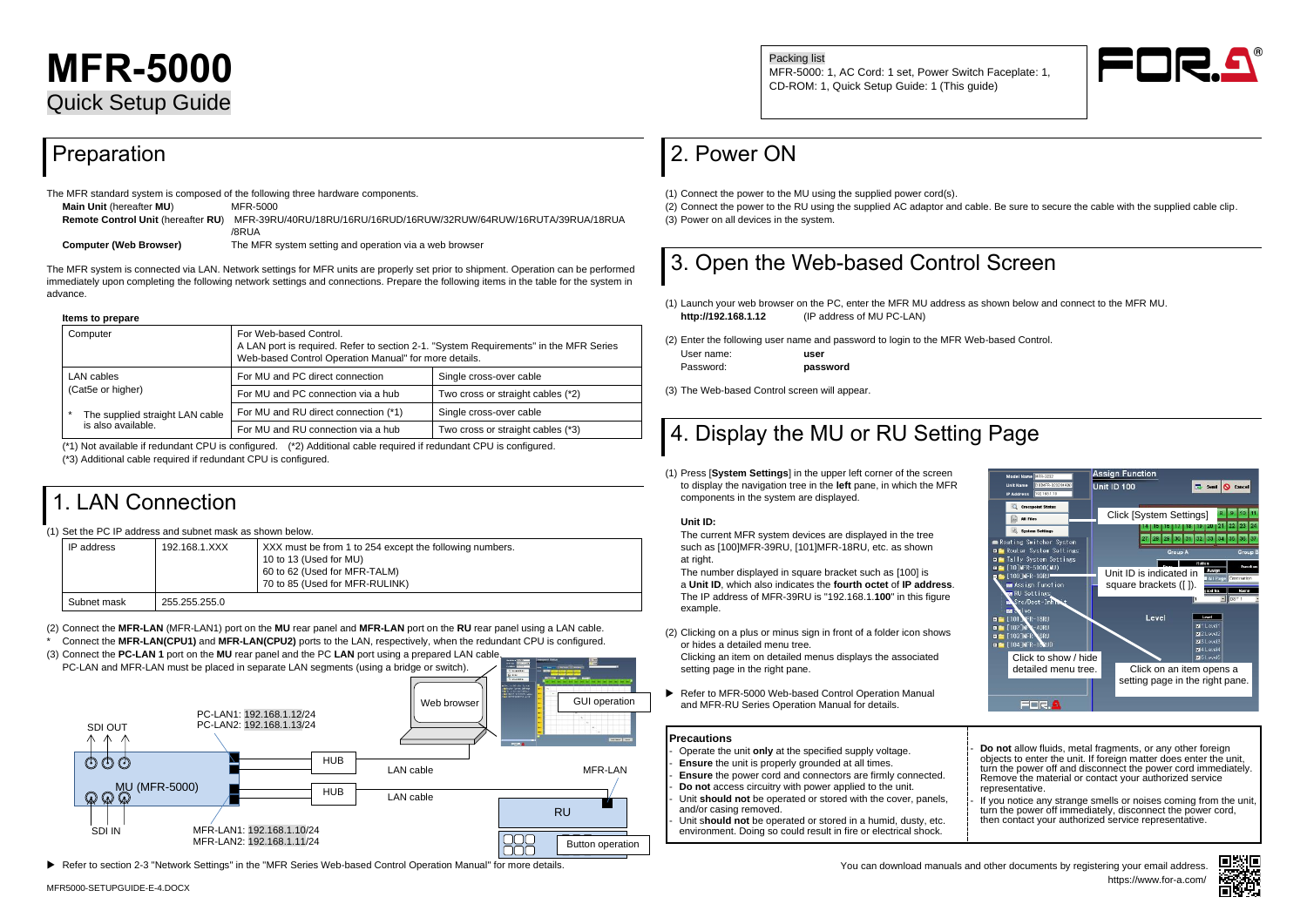# MFR-5000

Quick Setup Guide

Packing list

MFR-5000: 1, AC Cord: 1 set, Power Switch Faceplate: 1, CD-ROM: 1, Quick Setup Guide: 1 (This guide)

## Preparation

The MFR standard system is composed of the following three hardware components.

**Main Unit** (hereafter **MU**) MFR-5000

**Remote Control Unit** (hereafter **RU**) MFR-39RU/40RU/18RU/16RU/16RUD/16RUW/32RUW/64RUW/16RUTA/39RUA/18RUA/8RUA

**Computer (Web Browser)** The MFR system setting and operation via a web browser

The MFR system is connected via LAN. Network settings for MFR units are properly set prior to shipment. Operation can be performed immediately upon completing the following network settings and connections. Prepare the following items in the table for the system in advance.

**Items to prepare**

| | | |
|---|---|---|
| Computer | For Web-based Control.<br>A LAN port is required. Refer to section 2-1. "System Requirements" in the MFR Series Web-based Control Operation Manual" for more details. | |
| LAN cables<br>(Cat5e or higher)<br><br>* The supplied straight LAN cable is also available. | For MU and PC direct connection | Single cross-over cable |
| | For MU and PC connection via a hub | Two cross or straight cables (*2) |
| | For MU and RU direct connection (*1) | Single cross-over cable |
| | For MU and RU connection via a hub | Two cross or straight cables (*3) |

(*1) Not available if redundant CPU is configured. (*2) Additional cable required if redundant CPU is configured.

(*3) Additional cable required if redundant CPU is configured.

## 1. LAN Connection

(1) Set the PC IP address and subnet mask as shown below.

| | | |
|---|---|---|
| IP address | 192.168.1.XXX | XXX must be from 1 to 254 except the following numbers.<br>10 to 13 (Used for MU)<br>60 to 62 (Used for MFR-TALM)<br>70 to 85 (Used for MFR-RULINK) |
| Subnet mask | 255.255.255.0 | |

(2) Connect the **MFR-LAN** (MFR-LAN1) port on the **MU** rear panel and **MFR-LAN** port on the **RU** rear panel using a LAN cable.

\* Connect the **MFR-LAN(CPU1)** and **MFR-LAN(CPU2)** ports to the LAN, respectively, when the redundant CPU is configured.

(3) Connect the **PC-LAN 1** port on the **MU** rear panel and the PC **LAN** port using a prepared LAN cable.
PC-LAN and MFR-LAN must be placed in separate LAN segments (using a bridge or switch).

Web browser
GUI operation
SDI OUT
PC-LAN1: 192.168.1.12/24
PC-LAN2: 192.168.1.13/24
HUB
LAN cable
MFR-LAN
MU (MFR-5000)
HUB
LAN cable
RU
SDI IN
MFR-LAN1: 192.168.1.10/24
MFR-LAN2: 192.168.1.11/24
Button operation

▶ Refer to section 2-3 "Network Settings" in the "MFR Series Web-based Control Operation Manual" for more details.

## 2. Power ON

(1) Connect the power to the MU using the supplied power cord(s).

(2) Connect the power to the RU using the supplied AC adaptor and cable. Be sure to secure the cable with the supplied cable clip.

(3) Power on all devices in the system.

## 3. Open the Web-based Control Screen

(1) Launch your web browser on the PC, enter the MFR MU address as shown below and connect to the MFR MU.
**http://192.168.1.12** (IP address of MU PC-LAN)

(2) Enter the following user name and password to login to the MFR Web-based Control.
User name: **user**
Password: **password**

(3) The Web-based Control screen will appear.

## 4. Display the MU or RU Setting Page

(1) Press [**System Settings**] in the upper left corner of the screen to display the navigation tree in the **left** pane, in which the MFR components in the system are displayed.

**Unit ID:**

The current MFR system devices are displayed in the tree such as [100]MFR-39RU, [101]MFR-18RU, etc. as shown at right.
The number displayed in square bracket such as [100] is a **Unit ID**, which also indicates the **fourth octet** of **IP address**. The IP address of MFR-39RU is "192.168.1.**100**" in this figure example.

(2) Clicking on a plus or minus sign in front of a folder icon shows or hides a detailed menu tree.
Clicking an item on detailed menu displays the associated setting page in the right pane.

▶ Refer to MFR-5000 Web-based Control Operation Manual and MFR-RU Series Operation Manual for details.

Click [System Settings]
Unit ID is indicated in square brackets ([ ]).
Click to show / hide detailed menu tree.
Click on an item opens a setting page in the right pane.

**Precautions**

- Operate the unit **only** at the specified supply voltage.
- **Ensure** the unit is properly grounded at all times.
- **Ensure** the power cord and connectors are firmly connected.
- **Do not** access circuitry with power applied to the unit.
- Unit **should not** be operated or stored with the cover, panels, and/or casing removed.
- Unit **should not** be operated or stored in a humid, dusty, etc. environment. Doing so could result in fire or electrical shock.
- **Do not** allow fluids, metal fragments, or any other foreign objects to enter the unit. If foreign matter does enter the unit, turn the power off and disconnect the power cord immediately. Remove the material or contact your authorized service representative.
- If you notice any strange smells or noises coming from the unit, turn the power off immediately, disconnect the power cord, then contact your authorized service representative.

You can download manuals and other documents by registering your email address.
https://www.for-a.com/

MFR5000-SETUPGUIDE-E-4.DOCX